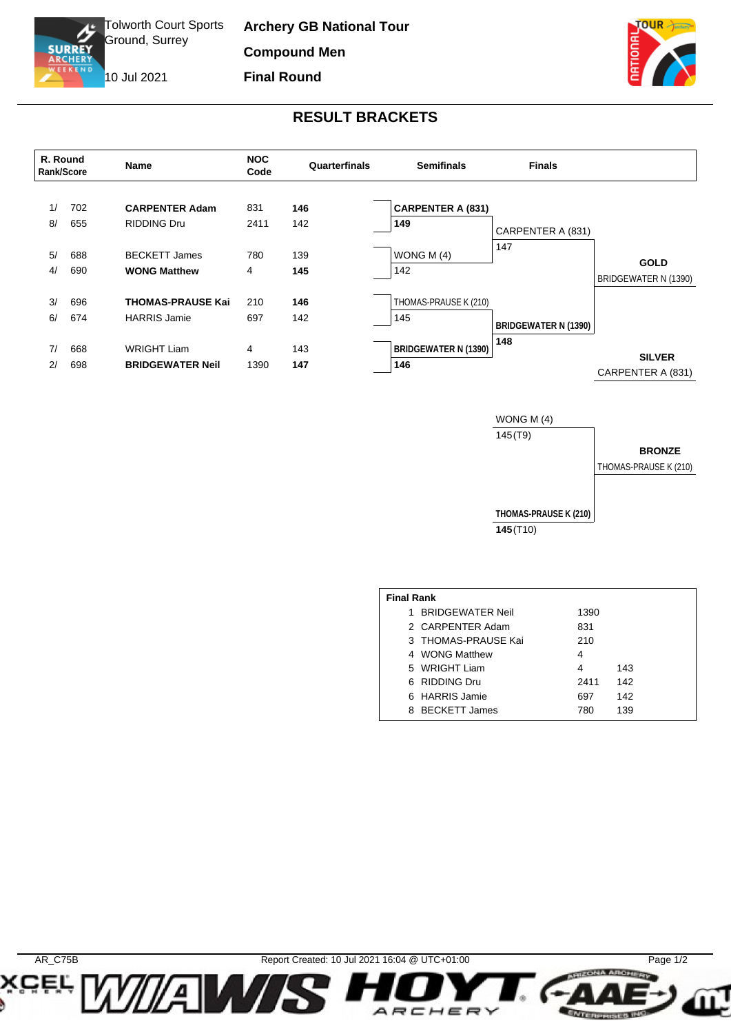Tolworth Court Sports Ground, Surrey

10 Jul 2021

**Archery GB National Tour**

**Compound Men**

**Final Round**

## RESULT BRACKETS

| R. Round Rank/Score | | Name | NOC Code | Quarterfinals |
|---|---|---|---|---|
| 1/ | 702 | **CARPENTER Adam** | 831 | **146** |
| 8/ | 655 | RIDDING Dru | 2411 | 142 |
| 5/ | 688 | BECKETT James | 780 | 139 |
| 4/ | 690 | **WONG Matthew** | 4 | **145** |
| 3/ | 696 | **THOMAS-PRAUSE Kai** | 210 | **146** |
| 6/ | 674 | HARRIS Jamie | 697 | 142 |
| 7/ | 668 | WRIGHT Liam | 4 | 143 |
| 2/ | 698 | **BRIDGEWATER Neil** | 1390 | **147** |

**Semifinals**

| Match | Archer | Score |
|---|---|---|
| 1 | **CARPENTER A (831)** | **149** |
| 1 | WONG M (4) | 142 |
| 2 | THOMAS-PRAUSE K (210) | 145 |
| 2 | **BRIDGEWATER N (1390)** | **146** |

**Finals**

| Match | Archer | Score |
|---|---|---|
| Gold | CARPENTER A (831) | 147 |
| Gold | **BRIDGEWATER N (1390)** | **148** |
| Bronze | WONG M (4) | 145(T9) |
| Bronze | **THOMAS-PRAUSE K (210)** | **145**(T10) |

**GOLD** BRIDGEWATER N (1390)

**SILVER** CARPENTER A (831)

**BRONZE** THOMAS-PRAUSE K (210)

**Final Rank**

| Rank | Name | NOC | Score |
|---|---|---|---|
| 1 | BRIDGEWATER Neil | 1390 | |
| 2 | CARPENTER Adam | 831 | |
| 3 | THOMAS-PRAUSE Kai | 210 | |
| 4 | WONG Matthew | 4 | |
| 5 | WRIGHT Liam | 4 | 143 |
| 6 | RIDDING Dru | 2411 | 142 |
| 6 | HARRIS Jamie | 697 | 142 |
| 8 | BECKETT James | 780 | 139 |

AR_C75B Report Created: 10 Jul 2021 16:04 @ UTC+01:00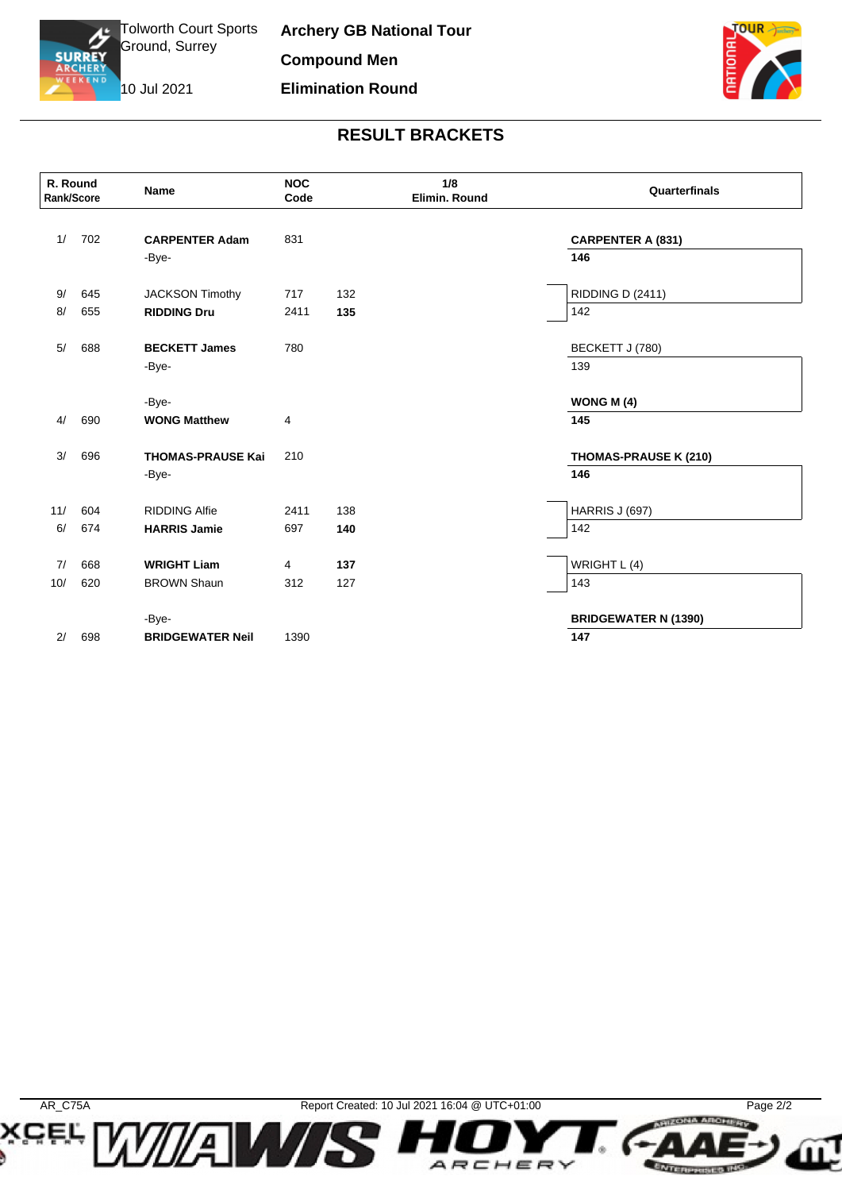Tolworth Court Sports Ground, Surrey

10 Jul 2021

**Archery GB National Tour**

**Compound Men**

**Elimination Round**

## RESULT BRACKETS

| R. Round Rank/Score | | Name | NOC Code | 1/8 Elimin. Round | Quarterfinals |
|---|---|---|---|---|---|
| 1/ | 702 | **CARPENTER Adam** | 831 | | **CARPENTER A (831)** |
| | | -Bye- | | | **146** |
| 9/ | 645 | JACKSON Timothy | 717 | 132 | RIDDING D (2411) |
| 8/ | 655 | **RIDDING Dru** | 2411 | **135** | 142 |
| 5/ | 688 | **BECKETT James** | 780 | | BECKETT J (780) |
| | | -Bye- | | | 139 |
| | | -Bye- | | | **WONG M (4)** |
| 4/ | 690 | **WONG Matthew** | 4 | | **145** |
| 3/ | 696 | **THOMAS-PRAUSE Kai** | 210 | | **THOMAS-PRAUSE K (210)** |
| | | -Bye- | | | **146** |
| 11/ | 604 | RIDDING Alfie | 2411 | 138 | HARRIS J (697) |
| 6/ | 674 | **HARRIS Jamie** | 697 | **140** | 142 |
| 7/ | 668 | **WRIGHT Liam** | 4 | **137** | WRIGHT L (4) |
| 10/ | 620 | BROWN Shaun | 312 | 127 | 143 |
| | | -Bye- | | | **BRIDGEWATER N (1390)** |
| 2/ | 698 | **BRIDGEWATER Neil** | 1390 | | **147** |

AR_C75A

Report Created: 10 Jul 2021 16:04 @ UTC+01:00